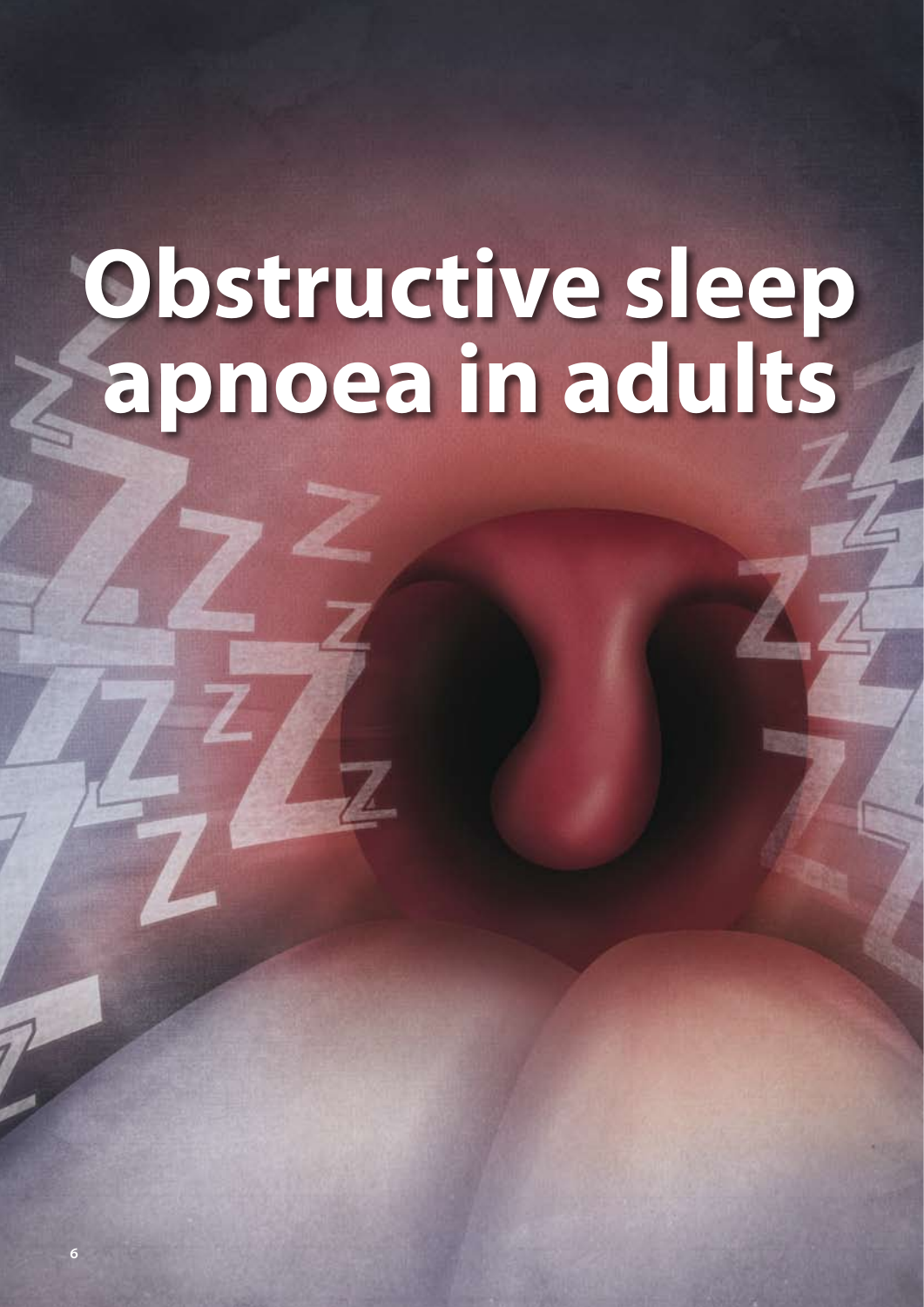# Obstructive sleep apnoea in adults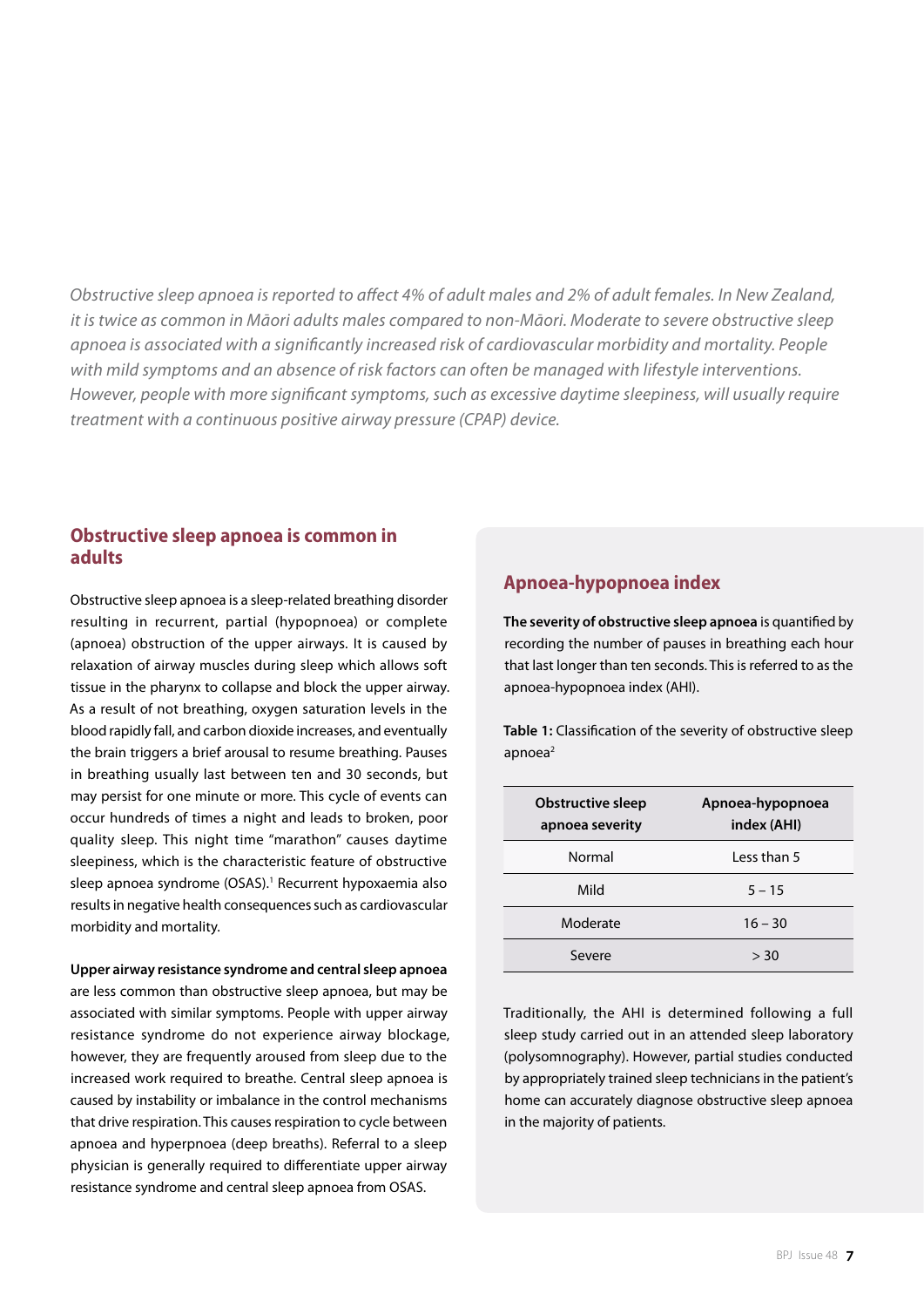*Obstructive sleep apnoea is reported to affect 4% of adult males and 2% of adult females. In New Zealand, it is twice as common in Māori adults males compared to non-Māori. Moderate to severe obstructive sleep apnoea is associated with a significantly increased risk of cardiovascular morbidity and mortality. People with mild symptoms and an absence of risk factors can often be managed with lifestyle interventions. However, people with more significant symptoms, such as excessive daytime sleepiness, will usually require treatment with a continuous positive airway pressure (CPAP) device.*

## Obstructive sleep apnoea is common in adults

Obstructive sleep apnoea is a sleep-related breathing disorder resulting in recurrent, partial (hypopnoea) or complete (apnoea) obstruction of the upper airways. It is caused by relaxation of airway muscles during sleep which allows soft tissue in the pharynx to collapse and block the upper airway. As a result of not breathing, oxygen saturation levels in the blood rapidly fall, and carbon dioxide increases, and eventually the brain triggers a brief arousal to resume breathing. Pauses in breathing usually last between ten and 30 seconds, but may persist for one minute or more. This cycle of events can occur hundreds of times a night and leads to broken, poor quality sleep. This night time "marathon" causes daytime sleepiness, which is the characteristic feature of obstructive sleep apnoea syndrome (OSAS).[1] Recurrent hypoxaemia also results in negative health consequences such as cardiovascular morbidity and mortality.

**Upper airway resistance syndrome and central sleep apnoea** are less common than obstructive sleep apnoea, but may be associated with similar symptoms. People with upper airway resistance syndrome do not experience airway blockage, however, they are frequently aroused from sleep due to the increased work required to breathe. Central sleep apnoea is caused by instability or imbalance in the control mechanisms that drive respiration. This causes respiration to cycle between apnoea and hyperpnoea (deep breaths). Referral to a sleep physician is generally required to differentiate upper airway resistance syndrome and central sleep apnoea from OSAS.

## Apnoea-hypopnoea index

**The severity of obstructive sleep apnoea** is quantified by recording the number of pauses in breathing each hour that last longer than ten seconds. This is referred to as the apnoea-hypopnoea index (AHI).

**Table 1:** Classification of the severity of obstructive sleep apnoea[2]

| Obstructive sleep apnoea severity | Apnoea-hypopnoea index (AHI) |
|---|---|
| Normal | Less than 5 |
| Mild | 5 – 15 |
| Moderate | 16 – 30 |
| Severe | > 30 |

Traditionally, the AHI is determined following a full sleep study carried out in an attended sleep laboratory (polysomnography). However, partial studies conducted by appropriately trained sleep technicians in the patient's home can accurately diagnose obstructive sleep apnoea in the majority of patients.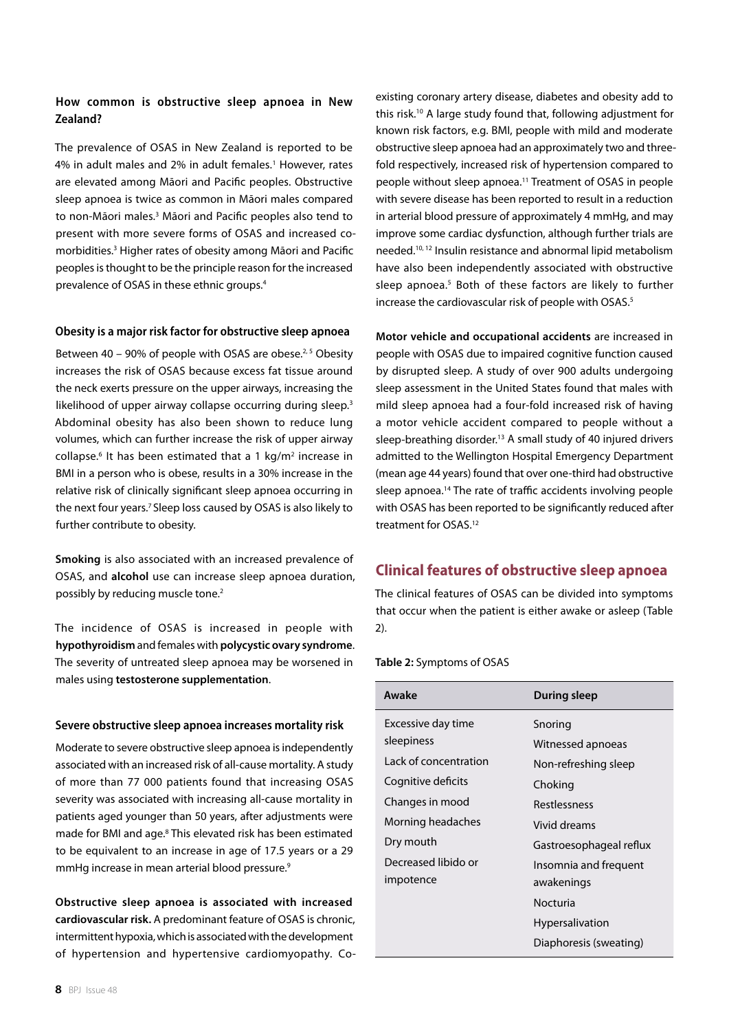### How common is obstructive sleep apnoea in New Zealand?

The prevalence of OSAS in New Zealand is reported to be 4% in adult males and 2% in adult females.[1] However, rates are elevated among Māori and Pacific peoples. Obstructive sleep apnoea is twice as common in Māori males compared to non-Māori males.[3] Māori and Pacific peoples also tend to present with more severe forms of OSAS and increased co-morbidities.[3] Higher rates of obesity among Māori and Pacific peoples is thought to be the principle reason for the increased prevalence of OSAS in these ethnic groups.[4]

### Obesity is a major risk factor for obstructive sleep apnoea

Between 40 – 90% of people with OSAS are obese.[2, 5] Obesity increases the risk of OSAS because excess fat tissue around the neck exerts pressure on the upper airways, increasing the likelihood of upper airway collapse occurring during sleep.[3] Abdominal obesity has also been shown to reduce lung volumes, which can further increase the risk of upper airway collapse.[6] It has been estimated that a 1 kg/m$^2$ increase in BMI in a person who is obese, results in a 30% increase in the relative risk of clinically significant sleep apnoea occurring in the next four years.[7] Sleep loss caused by OSAS is also likely to further contribute to obesity.

**Smoking** is also associated with an increased prevalence of OSAS, and **alcohol** use can increase sleep apnoea duration, possibly by reducing muscle tone.[2]

The incidence of OSAS is increased in people with **hypothyroidism** and females with **polycystic ovary syndrome**. The severity of untreated sleep apnoea may be worsened in males using **testosterone supplementation**.

### Severe obstructive sleep apnoea increases mortality risk

Moderate to severe obstructive sleep apnoea is independently associated with an increased risk of all-cause mortality. A study of more than 77 000 patients found that increasing OSAS severity was associated with increasing all-cause mortality in patients aged younger than 50 years, after adjustments were made for BMI and age.[8] This elevated risk has been estimated to be equivalent to an increase in age of 17.5 years or a 29 mmHg increase in mean arterial blood pressure.[9]

**Obstructive sleep apnoea is associated with increased cardiovascular risk.** A predominant feature of OSAS is chronic, intermittent hypoxia, which is associated with the development of hypertension and hypertensive cardiomyopathy. Co-existing coronary artery disease, diabetes and obesity add to this risk.[10] A large study found that, following adjustment for known risk factors, e.g. BMI, people with mild and moderate obstructive sleep apnoea had an approximately two and three-fold respectively, increased risk of hypertension compared to people without sleep apnoea.[11] Treatment of OSAS in people with severe disease has been reported to result in a reduction in arterial blood pressure of approximately 4 mmHg, and may improve some cardiac dysfunction, although further trials are needed.[10, 12] Insulin resistance and abnormal lipid metabolism have also been independently associated with obstructive sleep apnoea.[5] Both of these factors are likely to further increase the cardiovascular risk of people with OSAS.[5]

**Motor vehicle and occupational accidents** are increased in people with OSAS due to impaired cognitive function caused by disrupted sleep. A study of over 900 adults undergoing sleep assessment in the United States found that males with mild sleep apnoea had a four-fold increased risk of having a motor vehicle accident compared to people without a sleep-breathing disorder.[13] A small study of 40 injured drivers admitted to the Wellington Hospital Emergency Department (mean age 44 years) found that over one-third had obstructive sleep apnoea.[14] The rate of traffic accidents involving people with OSAS has been reported to be significantly reduced after treatment for OSAS.[12]

## Clinical features of obstructive sleep apnoea

The clinical features of OSAS can be divided into symptoms that occur when the patient is either awake or asleep (Table 2).

**Table 2:** Symptoms of OSAS

| Awake | During sleep |
|---|---|
| Excessive day time sleepiness | Snoring |
| Lack of concentration | Witnessed apnoeas |
| Cognitive deficits | Non-refreshing sleep |
| Changes in mood | Choking |
| Morning headaches | Restlessness |
| Dry mouth | Vivid dreams |
| Decreased libido or impotence | Gastroesophageal reflux |
| | Insomnia and frequent awakenings |
| | Nocturia |
| | Hypersalivation |
| | Diaphoresis (sweating) |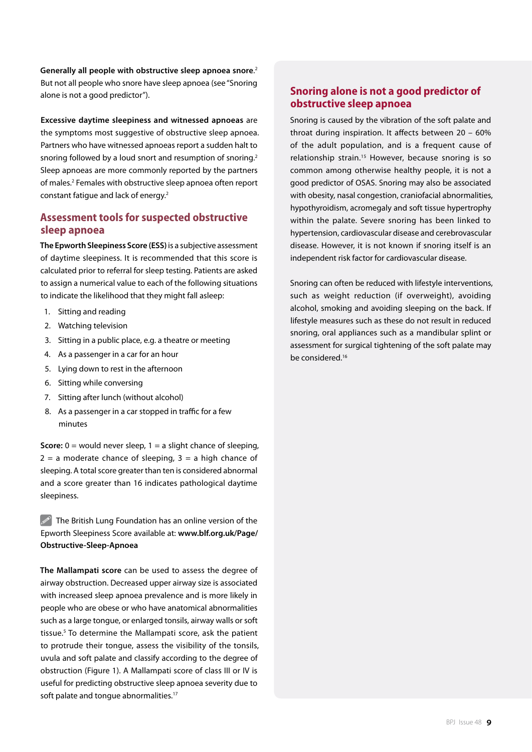**Generally all people with obstructive sleep apnoea snore.**[2] But not all people who snore have sleep apnoea (see "Snoring alone is not a good predictor").

**Excessive daytime sleepiness and witnessed apnoeas** are the symptoms most suggestive of obstructive sleep apnoea. Partners who have witnessed apnoeas report a sudden halt to snoring followed by a loud snort and resumption of snoring.[2] Sleep apnoeas are more commonly reported by the partners of males.[2] Females with obstructive sleep apnoea often report constant fatigue and lack of energy.[2]

## Assessment tools for suspected obstructive sleep apnoea

**The Epworth Sleepiness Score (ESS)** is a subjective assessment of daytime sleepiness. It is recommended that this score is calculated prior to referral for sleep testing. Patients are asked to assign a numerical value to each of the following situations to indicate the likelihood that they might fall asleep:

1. Sitting and reading
2. Watching television
3. Sitting in a public place, e.g. a theatre or meeting
4. As a passenger in a car for an hour
5. Lying down to rest in the afternoon
6. Sitting while conversing
7. Sitting after lunch (without alcohol)
8. As a passenger in a car stopped in traffic for a few minutes

**Score:** 0 = would never sleep, 1 = a slight chance of sleeping, 2 = a moderate chance of sleeping, 3 = a high chance of sleeping. A total score greater than ten is considered abnormal and a score greater than 16 indicates pathological daytime sleepiness.

The British Lung Foundation has an online version of the Epworth Sleepiness Score available at: **www.blf.org.uk/Page/Obstructive-Sleep-Apnoea**

**The Mallampati score** can be used to assess the degree of airway obstruction. Decreased upper airway size is associated with increased sleep apnoea prevalence and is more likely in people who are obese or who have anatomical abnormalities such as a large tongue, or enlarged tonsils, airway walls or soft tissue.[5] To determine the Mallampati score, ask the patient to protrude their tongue, assess the visibility of the tonsils, uvula and soft palate and classify according to the degree of obstruction (Figure 1). A Mallampati score of class III or IV is useful for predicting obstructive sleep apnoea severity due to soft palate and tongue abnormalities.[17]

## Snoring alone is not a good predictor of obstructive sleep apnoea

Snoring is caused by the vibration of the soft palate and throat during inspiration. It affects between 20 – 60% of the adult population, and is a frequent cause of relationship strain.[15] However, because snoring is so common among otherwise healthy people, it is not a good predictor of OSAS. Snoring may also be associated with obesity, nasal congestion, craniofacial abnormalities, hypothyroidism, acromegaly and soft tissue hypertrophy within the palate. Severe snoring has been linked to hypertension, cardiovascular disease and cerebrovascular disease. However, it is not known if snoring itself is an independent risk factor for cardiovascular disease.

Snoring can often be reduced with lifestyle interventions, such as weight reduction (if overweight), avoiding alcohol, smoking and avoiding sleeping on the back. If lifestyle measures such as these do not result in reduced snoring, oral appliances such as a mandibular splint or assessment for surgical tightening of the soft palate may be considered.[16]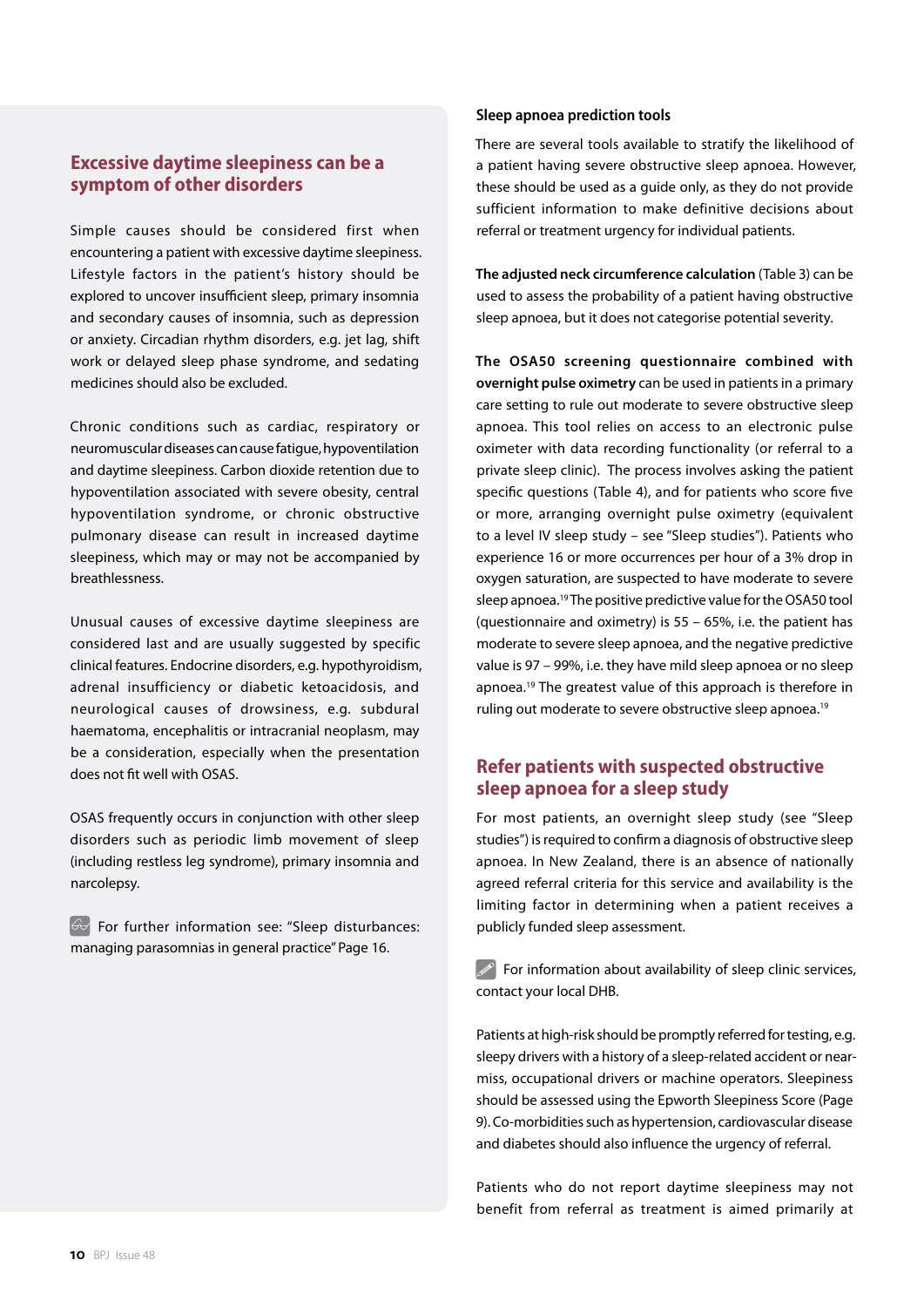## Excessive daytime sleepiness can be a symptom of other disorders

Simple causes should be considered first when encountering a patient with excessive daytime sleepiness. Lifestyle factors in the patient's history should be explored to uncover insufficient sleep, primary insomnia and secondary causes of insomnia, such as depression or anxiety. Circadian rhythm disorders, e.g. jet lag, shift work or delayed sleep phase syndrome, and sedating medicines should also be excluded.

Chronic conditions such as cardiac, respiratory or neuromuscular diseases can cause fatigue, hypoventilation and daytime sleepiness. Carbon dioxide retention due to hypoventilation associated with severe obesity, central hypoventilation syndrome, or chronic obstructive pulmonary disease can result in increased daytime sleepiness, which may or may not be accompanied by breathlessness.

Unusual causes of excessive daytime sleepiness are considered last and are usually suggested by specific clinical features. Endocrine disorders, e.g. hypothyroidism, adrenal insufficiency or diabetic ketoacidosis, and neurological causes of drowsiness, e.g. subdural haematoma, encephalitis or intracranial neoplasm, may be a consideration, especially when the presentation does not fit well with OSAS.

OSAS frequently occurs in conjunction with other sleep disorders such as periodic limb movement of sleep (including restless leg syndrome), primary insomnia and narcolepsy.

For further information see: "Sleep disturbances: managing parasomnias in general practice" Page 16.

### Sleep apnoea prediction tools

There are several tools available to stratify the likelihood of a patient having severe obstructive sleep apnoea. However, these should be used as a guide only, as they do not provide sufficient information to make definitive decisions about referral or treatment urgency for individual patients.

**The adjusted neck circumference calculation** (Table 3) can be used to assess the probability of a patient having obstructive sleep apnoea, but it does not categorise potential severity.

**The OSA50 screening questionnaire combined with overnight pulse oximetry** can be used in patients in a primary care setting to rule out moderate to severe obstructive sleep apnoea. This tool relies on access to an electronic pulse oximeter with data recording functionality (or referral to a private sleep clinic). The process involves asking the patient specific questions (Table 4), and for patients who score five or more, arranging overnight pulse oximetry (equivalent to a level IV sleep study – see "Sleep studies"). Patients who experience 16 or more occurrences per hour of a 3% drop in oxygen saturation, are suspected to have moderate to severe sleep apnoea.[19] The positive predictive value for the OSA50 tool (questionnaire and oximetry) is 55 – 65%, i.e. the patient has moderate to severe sleep apnoea, and the negative predictive value is 97 – 99%, i.e. they have mild sleep apnoea or no sleep apnoea.[19] The greatest value of this approach is therefore in ruling out moderate to severe obstructive sleep apnoea.[19]

## Refer patients with suspected obstructive sleep apnoea for a sleep study

For most patients, an overnight sleep study (see "Sleep studies") is required to confirm a diagnosis of obstructive sleep apnoea. In New Zealand, there is an absence of nationally agreed referral criteria for this service and availability is the limiting factor in determining when a patient receives a publicly funded sleep assessment.

For information about availability of sleep clinic services, contact your local DHB.

Patients at high-risk should be promptly referred for testing, e.g. sleepy drivers with a history of a sleep-related accident or near-miss, occupational drivers or machine operators. Sleepiness should be assessed using the Epworth Sleepiness Score (Page 9). Co-morbidities such as hypertension, cardiovascular disease and diabetes should also influence the urgency of referral.

Patients who do not report daytime sleepiness may not benefit from referral as treatment is aimed primarily at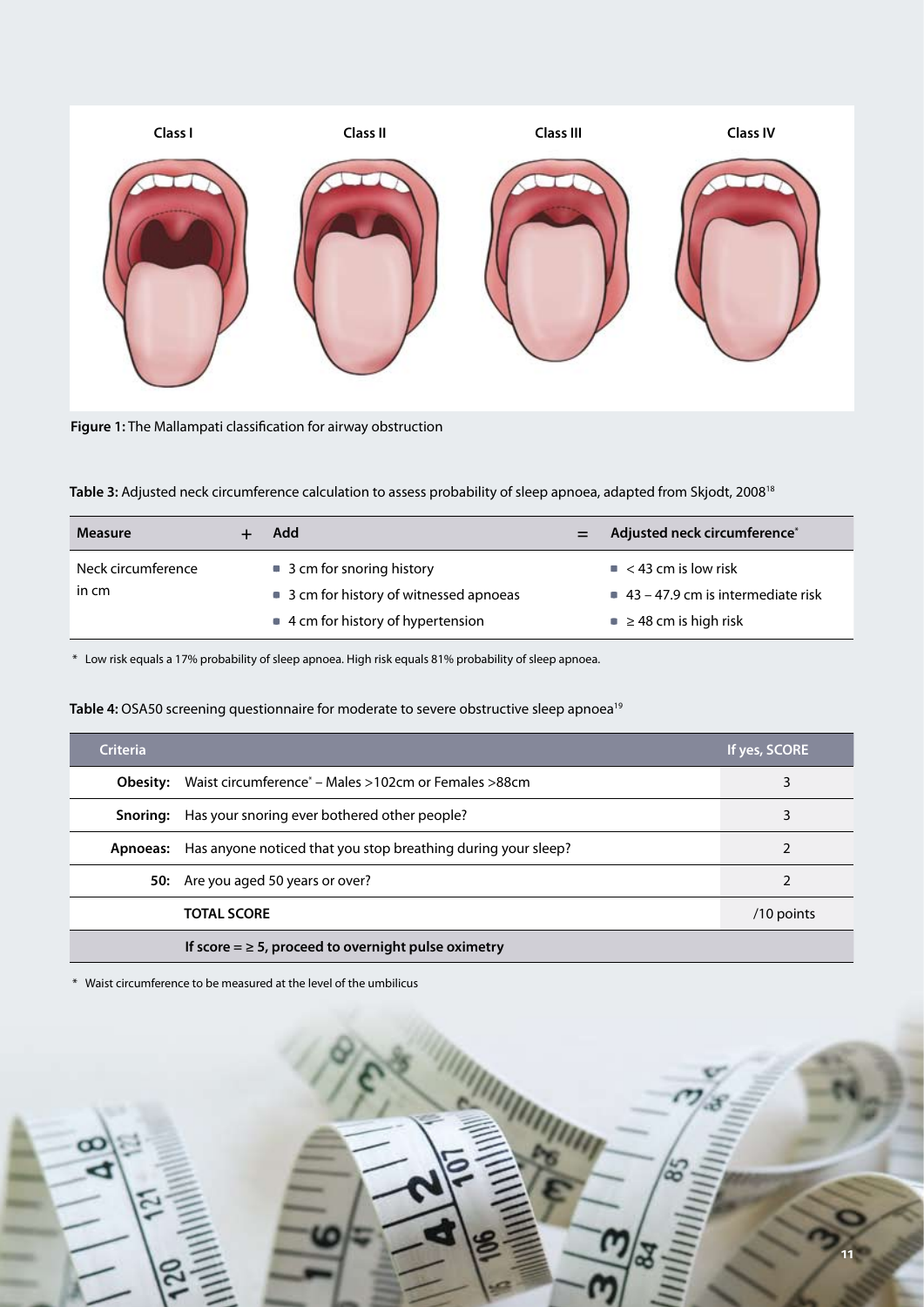Class I Class II Class III Class IV

**Figure 1:** The Mallampati classification for airway obstruction

**Table 3:** Adjusted neck circumference calculation to assess probability of sleep apnoea, adapted from Skjodt, 2008[18]

| Measure | + | Add | = | Adjusted neck circumference* |
|---|---|---|---|---|
| Neck circumference in cm | | ■ 3 cm for snoring history<br>■ 3 cm for history of witnessed apnoeas<br>■ 4 cm for history of hypertension | | ■ < 43 cm is low risk<br>■ 43 – 47.9 cm is intermediate risk<br>■ ≥ 48 cm is high risk |

\* Low risk equals a 17% probability of sleep apnoea. High risk equals 81% probability of sleep apnoea.

**Table 4:** OSA50 screening questionnaire for moderate to severe obstructive sleep apnoea[19]

| Criteria | | If yes, SCORE |
|---|---|---|
| **Obesity:** | Waist circumference* – Males >102cm or Females >88cm | 3 |
| **Snoring:** | Has your snoring ever bothered other people? | 3 |
| **Apnoeas:** | Has anyone noticed that you stop breathing during your sleep? | 2 |
| **50:** | Are you aged 50 years or over? | 2 |
| | **TOTAL SCORE** | /10 points |
| | **If score = ≥ 5, proceed to overnight pulse oximetry** | |

\* Waist circumference to be measured at the level of the umbilicus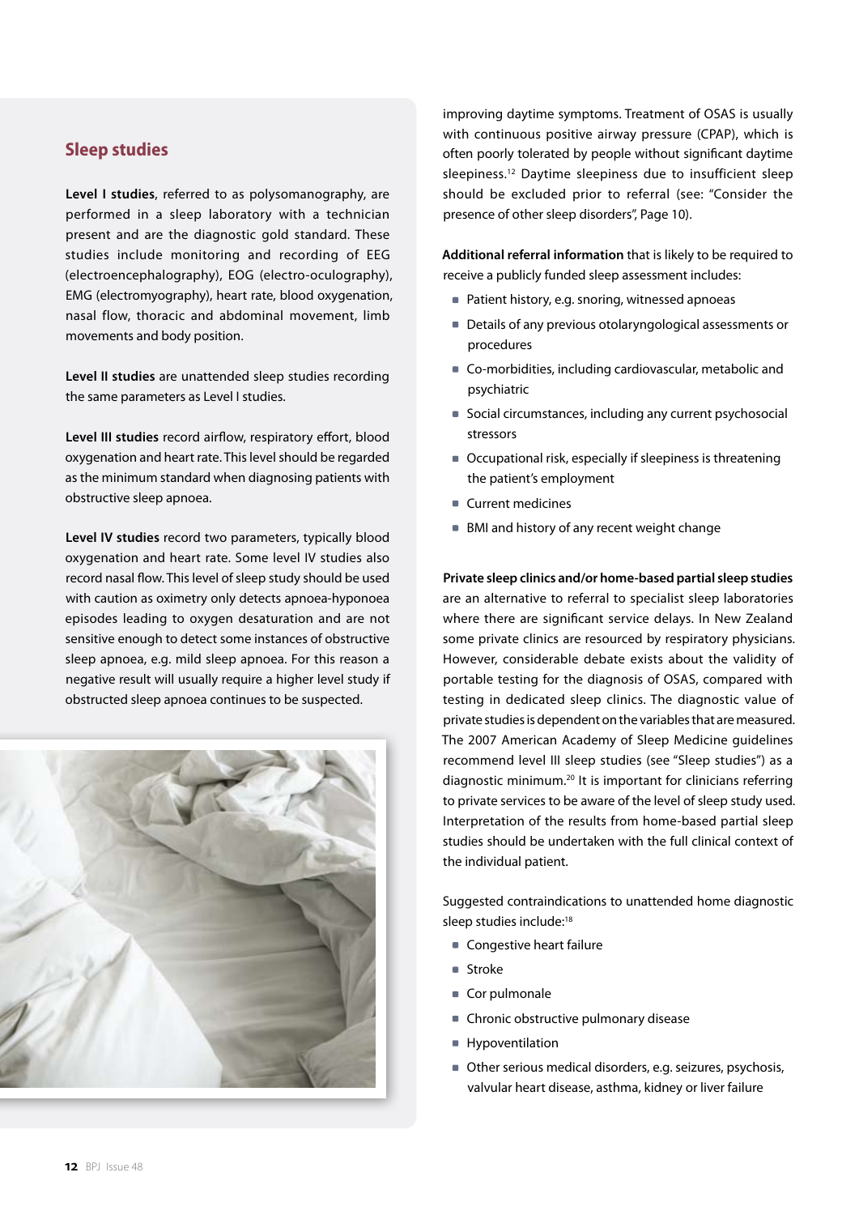## Sleep studies

**Level I studies**, referred to as polysomanography, are performed in a sleep laboratory with a technician present and are the diagnostic gold standard. These studies include monitoring and recording of EEG (electroencephalography), EOG (electro-oculography), EMG (electromyography), heart rate, blood oxygenation, nasal flow, thoracic and abdominal movement, limb movements and body position.

**Level II studies** are unattended sleep studies recording the same parameters as Level I studies.

**Level III studies** record airflow, respiratory effort, blood oxygenation and heart rate. This level should be regarded as the minimum standard when diagnosing patients with obstructive sleep apnoea.

**Level IV studies** record two parameters, typically blood oxygenation and heart rate. Some level IV studies also record nasal flow. This level of sleep study should be used with caution as oximetry only detects apnoea-hyponoea episodes leading to oxygen desaturation and are not sensitive enough to detect some instances of obstructive sleep apnoea, e.g. mild sleep apnoea. For this reason a negative result will usually require a higher level study if obstructed sleep apnoea continues to be suspected.

improving daytime symptoms. Treatment of OSAS is usually with continuous positive airway pressure (CPAP), which is often poorly tolerated by people without significant daytime sleepiness.[12] Daytime sleepiness due to insufficient sleep should be excluded prior to referral (see: "Consider the presence of other sleep disorders", Page 10).

**Additional referral information** that is likely to be required to receive a publicly funded sleep assessment includes:

- Patient history, e.g. snoring, witnessed apnoeas
- Details of any previous otolaryngological assessments or procedures
- Co-morbidities, including cardiovascular, metabolic and psychiatric
- Social circumstances, including any current psychosocial stressors
- Occupational risk, especially if sleepiness is threatening the patient's employment
- Current medicines
- BMI and history of any recent weight change

**Private sleep clinics and/or home-based partial sleep studies** are an alternative to referral to specialist sleep laboratories where there are significant service delays. In New Zealand some private clinics are resourced by respiratory physicians. However, considerable debate exists about the validity of portable testing for the diagnosis of OSAS, compared with testing in dedicated sleep clinics. The diagnostic value of private studies is dependent on the variables that are measured. The 2007 American Academy of Sleep Medicine guidelines recommend level III sleep studies (see "Sleep studies") as a diagnostic minimum.[20] It is important for clinicians referring to private services to be aware of the level of sleep study used. Interpretation of the results from home-based partial sleep studies should be undertaken with the full clinical context of the individual patient.

Suggested contraindications to unattended home diagnostic sleep studies include:[18]

- Congestive heart failure
- Stroke
- Cor pulmonale
- Chronic obstructive pulmonary disease
- Hypoventilation
- Other serious medical disorders, e.g. seizures, psychosis, valvular heart disease, asthma, kidney or liver failure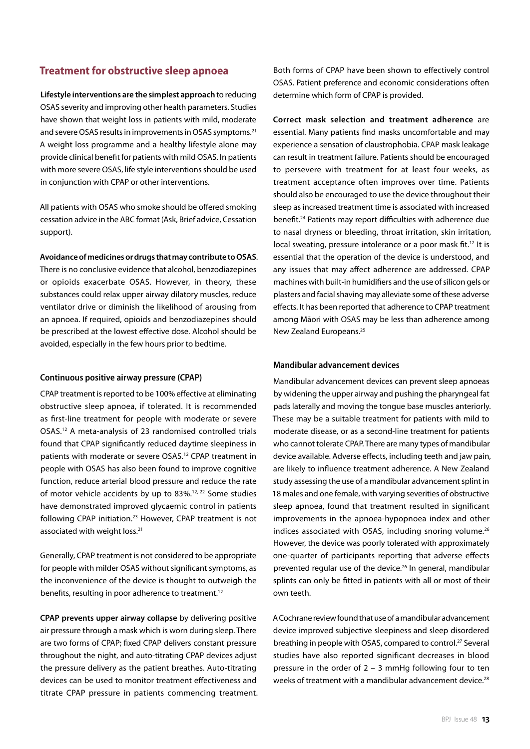## Treatment for obstructive sleep apnoea

**Lifestyle interventions are the simplest approach** to reducing OSAS severity and improving other health parameters. Studies have shown that weight loss in patients with mild, moderate and severe OSAS results in improvements in OSAS symptoms.[21] A weight loss programme and a healthy lifestyle alone may provide clinical benefit for patients with mild OSAS. In patients with more severe OSAS, life style interventions should be used in conjunction with CPAP or other interventions.

All patients with OSAS who smoke should be offered smoking cessation advice in the ABC format (Ask, Brief advice, Cessation support).

**Avoidance of medicines or drugs that may contribute to OSAS**. There is no conclusive evidence that alcohol, benzodiazepines or opioids exacerbate OSAS. However, in theory, these substances could relax upper airway dilatory muscles, reduce ventilator drive or diminish the likelihood of arousing from an apnoea. If required, opioids and benzodiazepines should be prescribed at the lowest effective dose. Alcohol should be avoided, especially in the few hours prior to bedtime.

### Continuous positive airway pressure (CPAP)

CPAP treatment is reported to be 100% effective at eliminating obstructive sleep apnoea, if tolerated. It is recommended as first-line treatment for people with moderate or severe OSAS.[12] A meta-analysis of 23 randomised controlled trials found that CPAP significantly reduced daytime sleepiness in patients with moderate or severe OSAS.[12] CPAP treatment in people with OSAS has also been found to improve cognitive function, reduce arterial blood pressure and reduce the rate of motor vehicle accidents by up to 83%.[12, 22] Some studies have demonstrated improved glycaemic control in patients following CPAP initiation.[23] However, CPAP treatment is not associated with weight loss.[21]

Generally, CPAP treatment is not considered to be appropriate for people with milder OSAS without significant symptoms, as the inconvenience of the device is thought to outweigh the benefits, resulting in poor adherence to treatment.[12]

**CPAP prevents upper airway collapse** by delivering positive air pressure through a mask which is worn during sleep. There are two forms of CPAP; fixed CPAP delivers constant pressure throughout the night, and auto-titrating CPAP devices adjust the pressure delivery as the patient breathes. Auto-titrating devices can be used to monitor treatment effectiveness and titrate CPAP pressure in patients commencing treatment. Both forms of CPAP have been shown to effectively control OSAS. Patient preference and economic considerations often determine which form of CPAP is provided.

**Correct mask selection and treatment adherence** are essential. Many patients find masks uncomfortable and may experience a sensation of claustrophobia. CPAP mask leakage can result in treatment failure. Patients should be encouraged to persevere with treatment for at least four weeks, as treatment acceptance often improves over time. Patients should also be encouraged to use the device throughout their sleep as increased treatment time is associated with increased benefit.[24] Patients may report difficulties with adherence due to nasal dryness or bleeding, throat irritation, skin irritation, local sweating, pressure intolerance or a poor mask fit.[12] It is essential that the operation of the device is understood, and any issues that may affect adherence are addressed. CPAP machines with built-in humidifiers and the use of silicon gels or plasters and facial shaving may alleviate some of these adverse effects. It has been reported that adherence to CPAP treatment among Māori with OSAS may be less than adherence among New Zealand Europeans.[25]

### Mandibular advancement devices

Mandibular advancement devices can prevent sleep apnoeas by widening the upper airway and pushing the pharyngeal fat pads laterally and moving the tongue base muscles anteriorly. These may be a suitable treatment for patients with mild to moderate disease, or as a second-line treatment for patients who cannot tolerate CPAP. There are many types of mandibular device available. Adverse effects, including teeth and jaw pain, are likely to influence treatment adherence. A New Zealand study assessing the use of a mandibular advancement splint in 18 males and one female, with varying severities of obstructive sleep apnoea, found that treatment resulted in significant improvements in the apnoea-hypopnoea index and other indices associated with OSAS, including snoring volume.[26] However, the device was poorly tolerated with approximately one-quarter of participants reporting that adverse effects prevented regular use of the device.[26] In general, mandibular splints can only be fitted in patients with all or most of their own teeth.

A Cochrane review found that use of a mandibular advancement device improved subjective sleepiness and sleep disordered breathing in people with OSAS, compared to control.[27] Several studies have also reported significant decreases in blood pressure in the order of 2 – 3 mmHg following four to ten weeks of treatment with a mandibular advancement device.[28]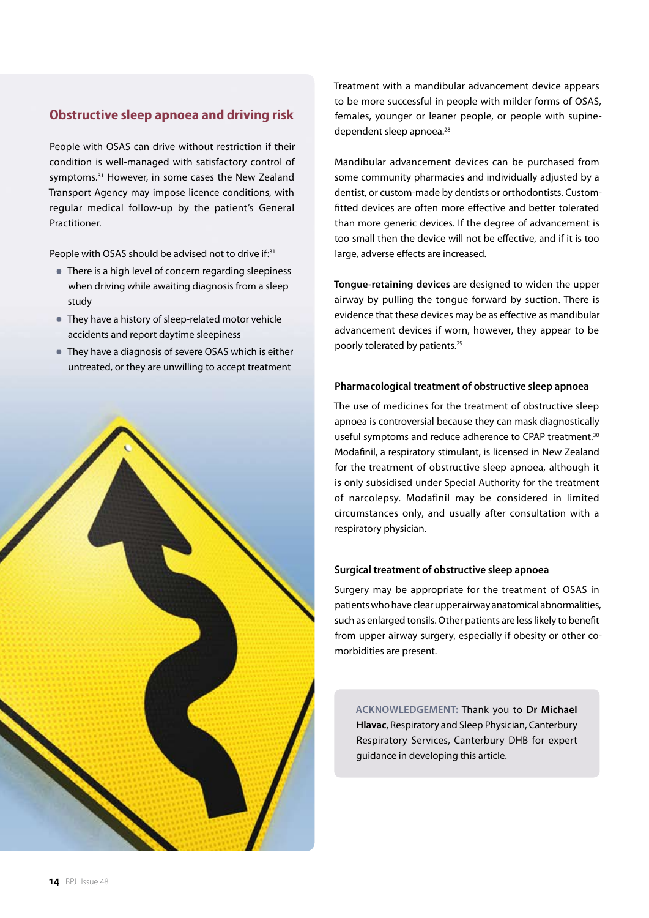## Obstructive sleep apnoea and driving risk

People with OSAS can drive without restriction if their condition is well-managed with satisfactory control of symptoms.[31] However, in some cases the New Zealand Transport Agency may impose licence conditions, with regular medical follow-up by the patient's General Practitioner.

People with OSAS should be advised not to drive if:[31]

- There is a high level of concern regarding sleepiness when driving while awaiting diagnosis from a sleep study
- They have a history of sleep-related motor vehicle accidents and report daytime sleepiness
- They have a diagnosis of severe OSAS which is either untreated, or they are unwilling to accept treatment

Treatment with a mandibular advancement device appears to be more successful in people with milder forms of OSAS, females, younger or leaner people, or people with supine-dependent sleep apnoea.[28]

Mandibular advancement devices can be purchased from some community pharmacies and individually adjusted by a dentist, or custom-made by dentists or orthodontists. Custom-fitted devices are often more effective and better tolerated than more generic devices. If the degree of advancement is too small then the device will not be effective, and if it is too large, adverse effects are increased.

**Tongue-retaining devices** are designed to widen the upper airway by pulling the tongue forward by suction. There is evidence that these devices may be as effective as mandibular advancement devices if worn, however, they appear to be poorly tolerated by patients.[29]

### Pharmacological treatment of obstructive sleep apnoea

The use of medicines for the treatment of obstructive sleep apnoea is controversial because they can mask diagnostically useful symptoms and reduce adherence to CPAP treatment.[30] Modafinil, a respiratory stimulant, is licensed in New Zealand for the treatment of obstructive sleep apnoea, although it is only subsidised under Special Authority for the treatment of narcolepsy. Modafinil may be considered in limited circumstances only, and usually after consultation with a respiratory physician.

### Surgical treatment of obstructive sleep apnoea

Surgery may be appropriate for the treatment of OSAS in patients who have clear upper airway anatomical abnormalities, such as enlarged tonsils. Other patients are less likely to benefit from upper airway surgery, especially if obesity or other co-morbidities are present.

ACKNOWLEDGEMENT: Thank you to **Dr Michael Hlavac**, Respiratory and Sleep Physician, Canterbury Respiratory Services, Canterbury DHB for expert guidance in developing this article.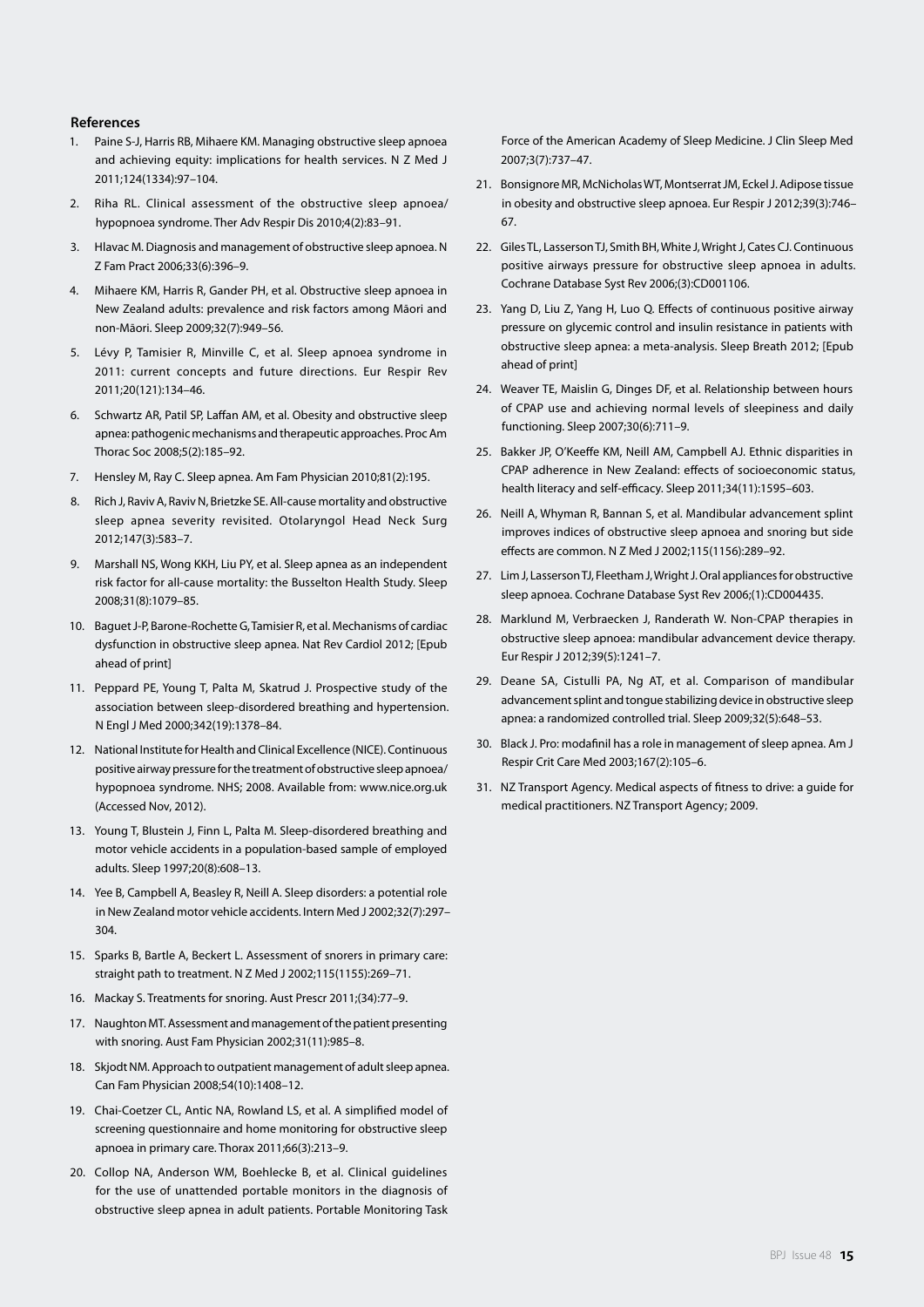## References

1. Paine S-J, Harris RB, Mihaere KM. Managing obstructive sleep apnoea and achieving equity: implications for health services. N Z Med J 2011;124(1334):97–104.
2. Riha RL. Clinical assessment of the obstructive sleep apnoea/hypopnoea syndrome. Ther Adv Respir Dis 2010;4(2):83–91.
3. Hlavac M. Diagnosis and management of obstructive sleep apnoea. N Z Fam Pract 2006;33(6):396–9.
4. Mihaere KM, Harris R, Gander PH, et al. Obstructive sleep apnoea in New Zealand adults: prevalence and risk factors among Māori and non-Māori. Sleep 2009;32(7):949–56.
5. Lévy P, Tamisier R, Minville C, et al. Sleep apnoea syndrome in 2011: current concepts and future directions. Eur Respir Rev 2011;20(121):134–46.
6. Schwartz AR, Patil SP, Laffan AM, et al. Obesity and obstructive sleep apnea: pathogenic mechanisms and therapeutic approaches. Proc Am Thorac Soc 2008;5(2):185–92.
7. Hensley M, Ray C. Sleep apnea. Am Fam Physician 2010;81(2):195.
8. Rich J, Raviv A, Raviv N, Brietzke SE. All-cause mortality and obstructive sleep apnea severity revisited. Otolaryngol Head Neck Surg 2012;147(3):583–7.
9. Marshall NS, Wong KKH, Liu PY, et al. Sleep apnea as an independent risk factor for all-cause mortality: the Busselton Health Study. Sleep 2008;31(8):1079–85.
10. Baguet J-P, Barone-Rochette G, Tamisier R, et al. Mechanisms of cardiac dysfunction in obstructive sleep apnea. Nat Rev Cardiol 2012; [Epub ahead of print]
11. Peppard PE, Young T, Palta M, Skatrud J. Prospective study of the association between sleep-disordered breathing and hypertension. N Engl J Med 2000;342(19):1378–84.
12. National Institute for Health and Clinical Excellence (NICE). Continuous positive airway pressure for the treatment of obstructive sleep apnoea/hypopnoea syndrome. NHS; 2008. Available from: www.nice.org.uk (Accessed Nov, 2012).
13. Young T, Blustein J, Finn L, Palta M. Sleep-disordered breathing and motor vehicle accidents in a population-based sample of employed adults. Sleep 1997;20(8):608–13.
14. Yee B, Campbell A, Beasley R, Neill A. Sleep disorders: a potential role in New Zealand motor vehicle accidents. Intern Med J 2002;32(7):297–304.
15. Sparks B, Bartle A, Beckert L. Assessment of snorers in primary care: straight path to treatment. N Z Med J 2002;115(1155):269–71.
16. Mackay S. Treatments for snoring. Aust Prescr 2011;(34):77–9.
17. Naughton MT. Assessment and management of the patient presenting with snoring. Aust Fam Physician 2002;31(11):985–8.
18. Skjodt NM. Approach to outpatient management of adult sleep apnea. Can Fam Physician 2008;54(10):1408–12.
19. Chai-Coetzer CL, Antic NA, Rowland LS, et al. A simplified model of screening questionnaire and home monitoring for obstructive sleep apnoea in primary care. Thorax 2011;66(3):213–9.
20. Collop NA, Anderson WM, Boehlecke B, et al. Clinical guidelines for the use of unattended portable monitors in the diagnosis of obstructive sleep apnea in adult patients. Portable Monitoring Task Force of the American Academy of Sleep Medicine. J Clin Sleep Med 2007;3(7):737–47.
21. Bonsignore MR, McNicholas WT, Montserrat JM, Eckel J. Adipose tissue in obesity and obstructive sleep apnoea. Eur Respir J 2012;39(3):746–67.
22. Giles TL, Lasserson TJ, Smith BH, White J, Wright J, Cates CJ. Continuous positive airways pressure for obstructive sleep apnoea in adults. Cochrane Database Syst Rev 2006;(3):CD001106.
23. Yang D, Liu Z, Yang H, Luo Q. Effects of continuous positive airway pressure on glycemic control and insulin resistance in patients with obstructive sleep apnea: a meta-analysis. Sleep Breath 2012; [Epub ahead of print]
24. Weaver TE, Maislin G, Dinges DF, et al. Relationship between hours of CPAP use and achieving normal levels of sleepiness and daily functioning. Sleep 2007;30(6):711–9.
25. Bakker JP, O'Keeffe KM, Neill AM, Campbell AJ. Ethnic disparities in CPAP adherence in New Zealand: effects of socioeconomic status, health literacy and self-efficacy. Sleep 2011;34(11):1595–603.
26. Neill A, Whyman R, Bannan S, et al. Mandibular advancement splint improves indices of obstructive sleep apnoea and snoring but side effects are common. N Z Med J 2002;115(1156):289–92.
27. Lim J, Lasserson TJ, Fleetham J, Wright J. Oral appliances for obstructive sleep apnoea. Cochrane Database Syst Rev 2006;(1):CD004435.
28. Marklund M, Verbraecken J, Randerath W. Non-CPAP therapies in obstructive sleep apnoea: mandibular advancement device therapy. Eur Respir J 2012;39(5):1241–7.
29. Deane SA, Cistulli PA, Ng AT, et al. Comparison of mandibular advancement splint and tongue stabilizing device in obstructive sleep apnea: a randomized controlled trial. Sleep 2009;32(5):648–53.
30. Black J. Pro: modafinil has a role in management of sleep apnea. Am J Respir Crit Care Med 2003;167(2):105–6.
31. NZ Transport Agency. Medical aspects of fitness to drive: a guide for medical practitioners. NZ Transport Agency; 2009.